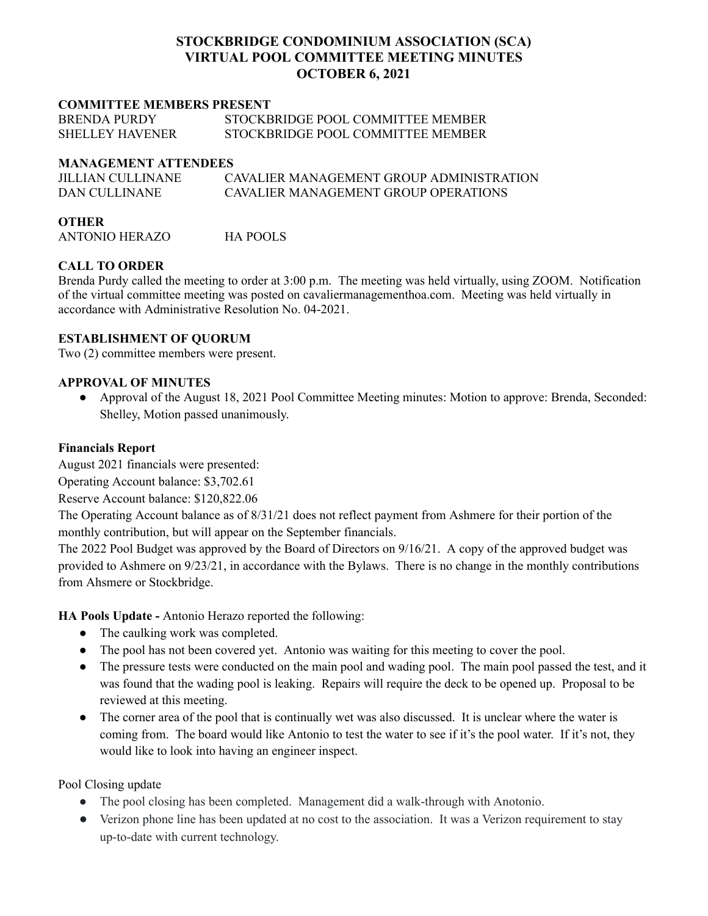# STOCKBRIDGE CONDOMINIUM ASSOCIATION (SCA)
# VIRTUAL POOL COMMITTEE MEETING MINUTES
# OCTOBER 6, 2021

**COMMITTEE MEMBERS PRESENT**

BRENDA PURDY — STOCKBRIDGE POOL COMMITTEE MEMBER
SHELLEY HAVENER — STOCKBRIDGE POOL COMMITTEE MEMBER

**MANAGEMENT ATTENDEES**

JILLIAN CULLINANE — CAVALIER MANAGEMENT GROUP ADMINISTRATION
DAN CULLINANE — CAVALIER MANAGEMENT GROUP OPERATIONS

**OTHER**

ANTONIO HERAZO — HA POOLS

**CALL TO ORDER**

Brenda Purdy called the meeting to order at 3:00 p.m. The meeting was held virtually, using ZOOM. Notification of the virtual committee meeting was posted on cavaliermanagementhoa.com. Meeting was held virtually in accordance with Administrative Resolution No. 04-2021.

**ESTABLISHMENT OF QUORUM**

Two (2) committee members were present.

**APPROVAL OF MINUTES**

- Approval of the August 18, 2021 Pool Committee Meeting minutes: Motion to approve: Brenda, Seconded: Shelley, Motion passed unanimously.

**Financials Report**

August 2021 financials were presented:
Operating Account balance: $3,702.61
Reserve Account balance: $120,822.06
The Operating Account balance as of 8/31/21 does not reflect payment from Ashmere for their portion of the monthly contribution, but will appear on the September financials.
The 2022 Pool Budget was approved by the Board of Directors on 9/16/21. A copy of the approved budget was provided to Ashmere on 9/23/21, in accordance with the Bylaws. There is no change in the monthly contributions from Ahsmere or Stockbridge.

**HA Pools Update -** Antonio Herazo reported the following:

- The caulking work was completed.
- The pool has not been covered yet. Antonio was waiting for this meeting to cover the pool.
- The pressure tests were conducted on the main pool and wading pool. The main pool passed the test, and it was found that the wading pool is leaking. Repairs will require the deck to be opened up. Proposal to be reviewed at this meeting.
- The corner area of the pool that is continually wet was also discussed. It is unclear where the water is coming from. The board would like Antonio to test the water to see if it's the pool water. If it's not, they would like to look into having an engineer inspect.

Pool Closing update

- The pool closing has been completed. Management did a walk-through with Anotonio.
- Verizon phone line has been updated at no cost to the association. It was a Verizon requirement to stay up-to-date with current technology.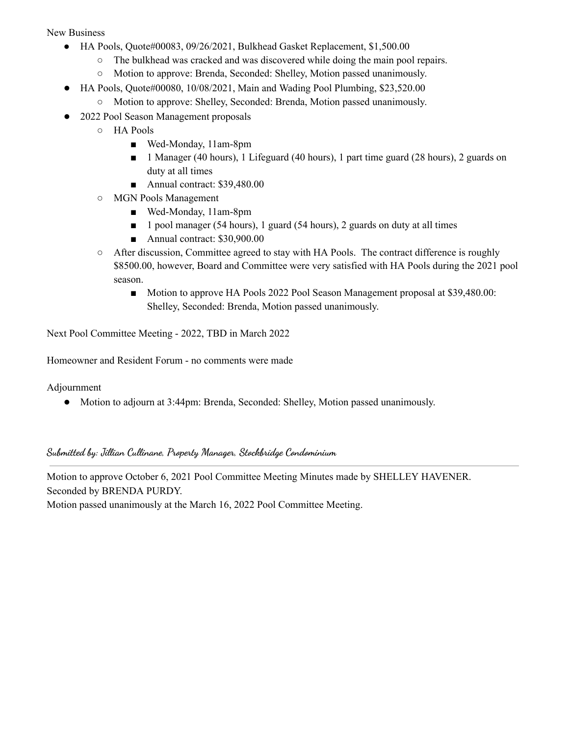New Business

- HA Pools, Quote#00083, 09/26/2021, Bulkhead Gasket Replacement, $1,500.00
  - The bulkhead was cracked and was discovered while doing the main pool repairs.
  - Motion to approve: Brenda, Seconded: Shelley, Motion passed unanimously.
- HA Pools, Quote#00080, 10/08/2021, Main and Wading Pool Plumbing, $23,520.00
  - Motion to approve: Shelley, Seconded: Brenda, Motion passed unanimously.
- 2022 Pool Season Management proposals
  - HA Pools
    - Wed-Monday, 11am-8pm
    - 1 Manager (40 hours), 1 Lifeguard (40 hours), 1 part time guard (28 hours), 2 guards on duty at all times
    - Annual contract: $39,480.00
  - MGN Pools Management
    - Wed-Monday, 11am-8pm
    - 1 pool manager (54 hours), 1 guard (54 hours), 2 guards on duty at all times
    - Annual contract: $30,900.00
  - After discussion, Committee agreed to stay with HA Pools. The contract difference is roughly $8500.00, however, Board and Committee were very satisfied with HA Pools during the 2021 pool season.
    - Motion to approve HA Pools 2022 Pool Season Management proposal at $39,480.00: Shelley, Seconded: Brenda, Motion passed unanimously.

Next Pool Committee Meeting - 2022, TBD in March 2022

Homeowner and Resident Forum - no comments were made

Adjournment

- Motion to adjourn at 3:44pm: Brenda, Seconded: Shelley, Motion passed unanimously.

*Submitted by: Jillian Cullinane, Property Manager, Stockbridge Condominium*

---

Motion to approve October 6, 2021 Pool Committee Meeting Minutes made by SHELLEY HAVENER.
Seconded by BRENDA PURDY.
Motion passed unanimously at the March 16, 2022 Pool Committee Meeting.